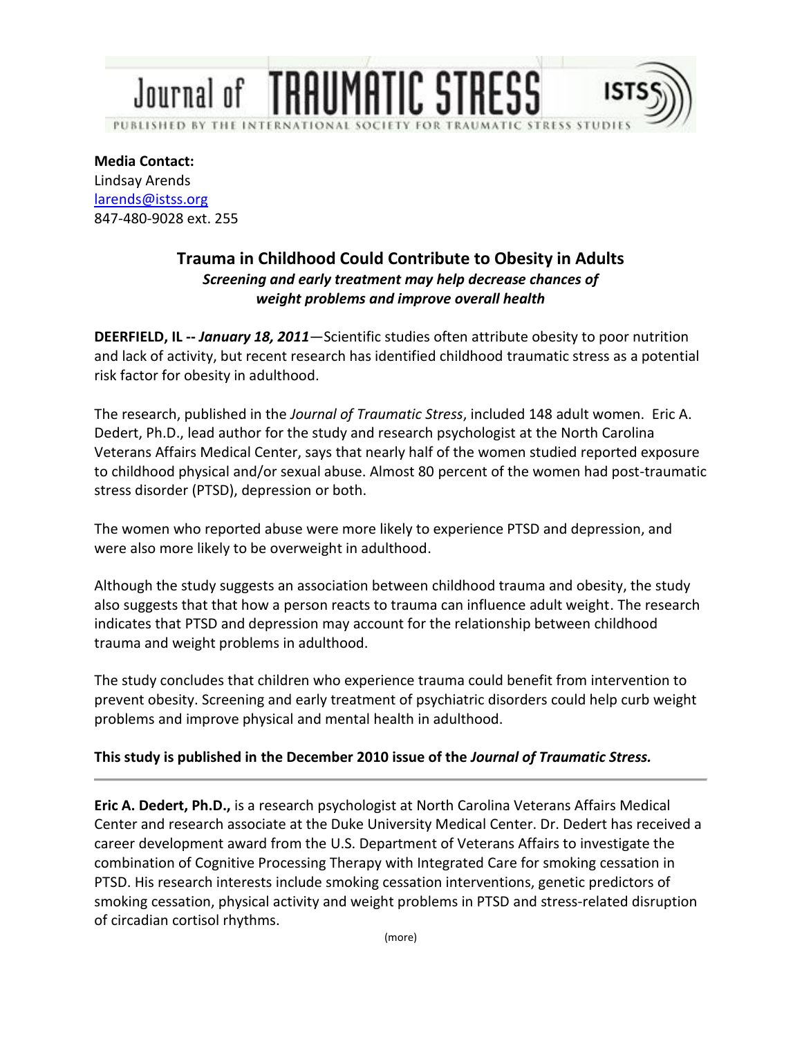# Journal of TRAUMATIC STRESS

PUBLISHED BY THE INTERNATIONAL SOCIETY FOR TRAUMATIC STRESS STUDIES

**Media Contact:**
Lindsay Arends
larends@istss.org
847-480-9028 ext. 255

## Trauma in Childhood Could Contribute to Obesity in Adults

***Screening and early treatment may help decrease chances of weight problems and improve overall health***

**DEERFIELD, IL --** ***January 18, 2011***—Scientific studies often attribute obesity to poor nutrition and lack of activity, but recent research has identified childhood traumatic stress as a potential risk factor for obesity in adulthood.

The research, published in the *Journal of Traumatic Stress*, included 148 adult women. Eric A. Dedert, Ph.D., lead author for the study and research psychologist at the North Carolina Veterans Affairs Medical Center, says that nearly half of the women studied reported exposure to childhood physical and/or sexual abuse. Almost 80 percent of the women had post-traumatic stress disorder (PTSD), depression or both.

The women who reported abuse were more likely to experience PTSD and depression, and were also more likely to be overweight in adulthood.

Although the study suggests an association between childhood trauma and obesity, the study also suggests that that how a person reacts to trauma can influence adult weight. The research indicates that PTSD and depression may account for the relationship between childhood trauma and weight problems in adulthood.

The study concludes that children who experience trauma could benefit from intervention to prevent obesity. Screening and early treatment of psychiatric disorders could help curb weight problems and improve physical and mental health in adulthood.

**This study is published in the December 2010 issue of the *Journal of Traumatic Stress.***

---

**Eric A. Dedert, Ph.D.,** is a research psychologist at North Carolina Veterans Affairs Medical Center and research associate at the Duke University Medical Center. Dr. Dedert has received a career development award from the U.S. Department of Veterans Affairs to investigate the combination of Cognitive Processing Therapy with Integrated Care for smoking cessation in PTSD. His research interests include smoking cessation interventions, genetic predictors of smoking cessation, physical activity and weight problems in PTSD and stress-related disruption of circadian cortisol rhythms.

(more)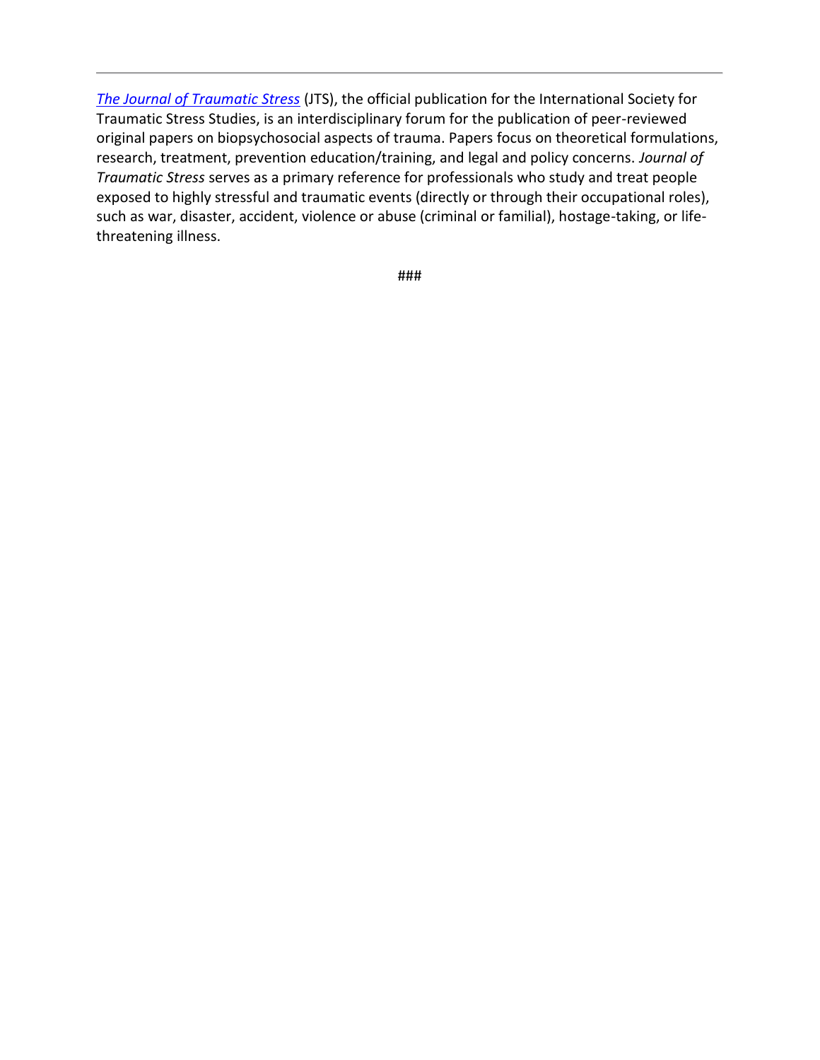---

*The Journal of Traumatic Stress* (JTS), the official publication for the International Society for Traumatic Stress Studies, is an interdisciplinary forum for the publication of peer-reviewed original papers on biopsychosocial aspects of trauma. Papers focus on theoretical formulations, research, treatment, prevention education/training, and legal and policy concerns. *Journal of Traumatic Stress* serves as a primary reference for professionals who study and treat people exposed to highly stressful and traumatic events (directly or through their occupational roles), such as war, disaster, accident, violence or abuse (criminal or familial), hostage-taking, or life-threatening illness.

###